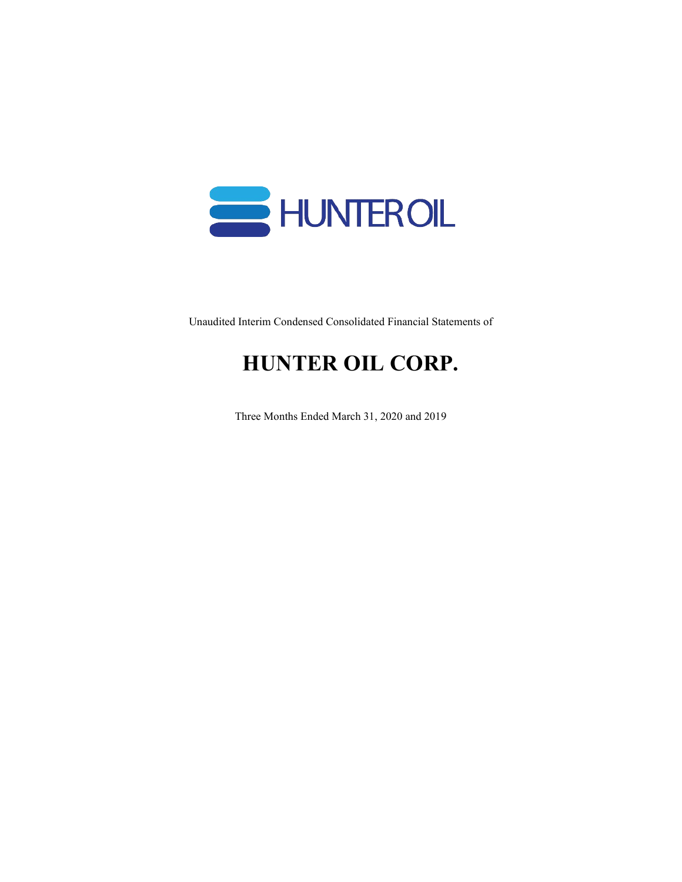HUNTER OIL

Unaudited Interim Condensed Consolidated Financial Statements of

# HUNTER OIL CORP.

Three Months Ended March 31, 2020 and 2019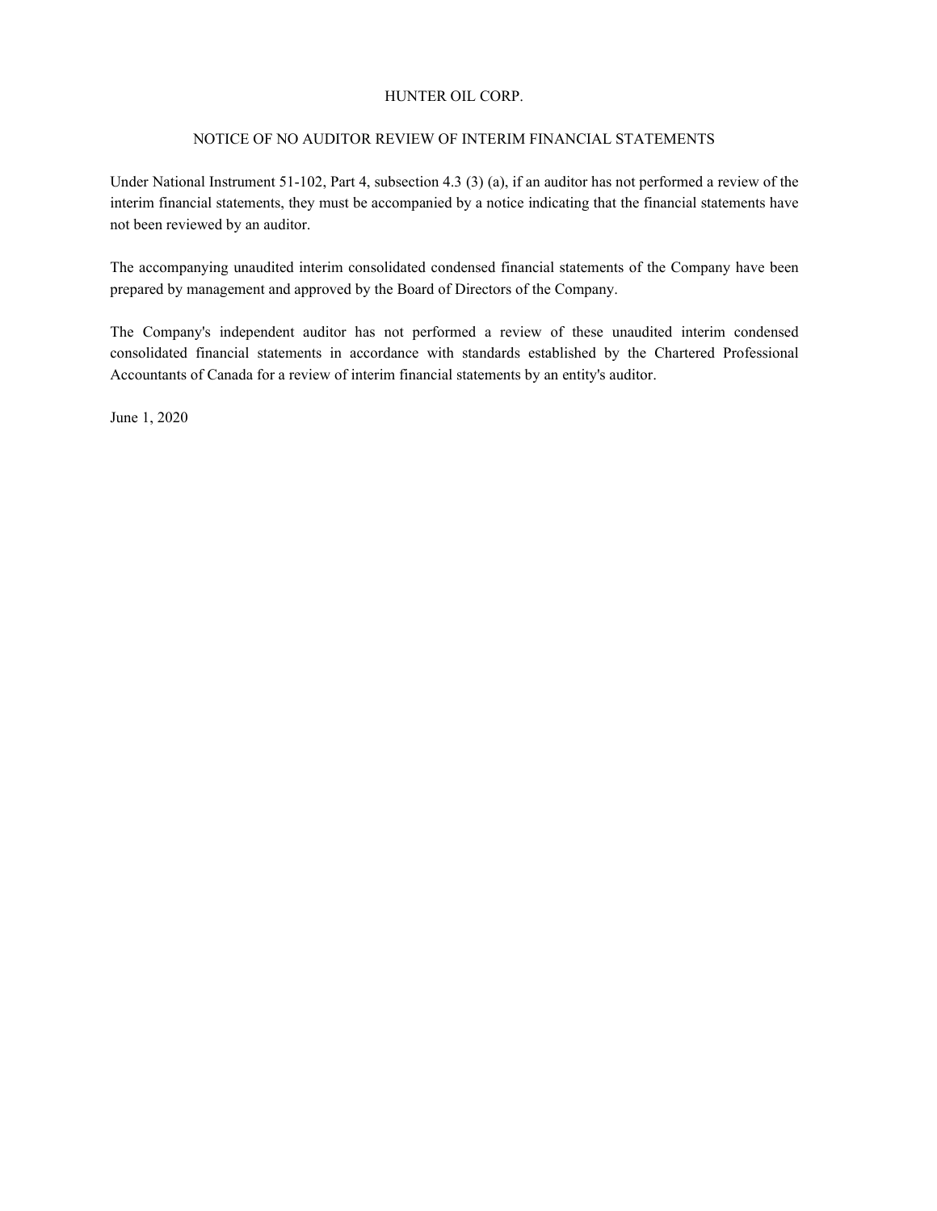# HUNTER OIL CORP.

## NOTICE OF NO AUDITOR REVIEW OF INTERIM FINANCIAL STATEMENTS

Under National Instrument 51-102, Part 4, subsection 4.3 (3) (a), if an auditor has not performed a review of the interim financial statements, they must be accompanied by a notice indicating that the financial statements have not been reviewed by an auditor.

The accompanying unaudited interim consolidated condensed financial statements of the Company have been prepared by management and approved by the Board of Directors of the Company.

The Company's independent auditor has not performed a review of these unaudited interim condensed consolidated financial statements in accordance with standards established by the Chartered Professional Accountants of Canada for a review of interim financial statements by an entity's auditor.

June 1, 2020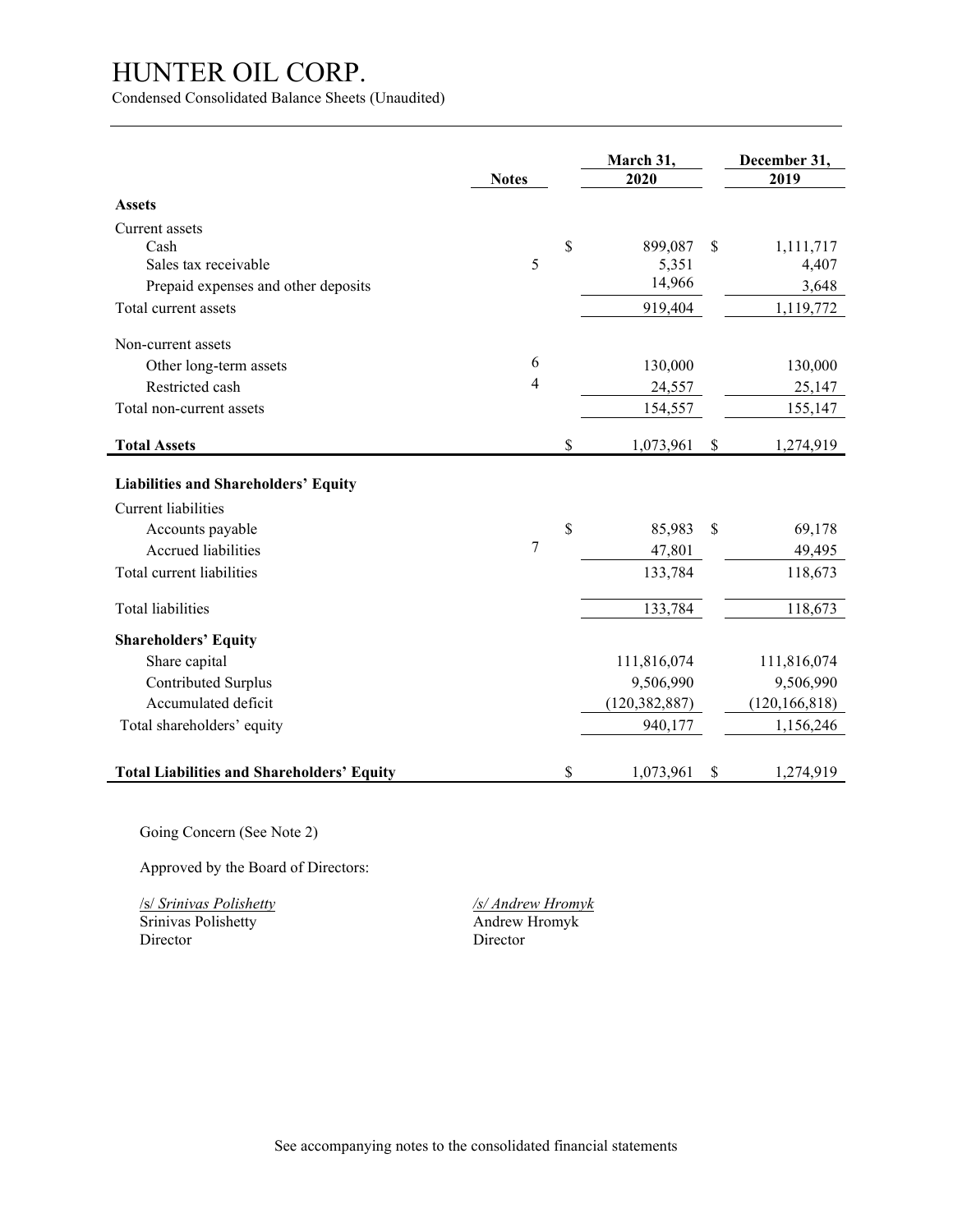# HUNTER OIL CORP.

Condensed Consolidated Balance Sheets (Unaudited)

| | Notes | March 31, 2020 | December 31, 2019 |
|---|---|---|---|
| **Assets** | | | |
| Current assets | | | |
| Cash | | $ 899,087 | $ 1,111,717 |
| Sales tax receivable | 5 | 5,351 | 4,407 |
| Prepaid expenses and other deposits | | 14,966 | 3,648 |
| Total current assets | | 919,404 | 1,119,772 |
| Non-current assets | | | |
| Other long-term assets | 6 | 130,000 | 130,000 |
| Restricted cash | 4 | 24,557 | 25,147 |
| Total non-current assets | | 154,557 | 155,147 |
| **Total Assets** | | $ 1,073,961 | $ 1,274,919 |
| **Liabilities and Shareholders' Equity** | | | |
| Current liabilities | | | |
| Accounts payable | | $ 85,983 | $ 69,178 |
| Accrued liabilities | 7 | 47,801 | 49,495 |
| Total current liabilities | | 133,784 | 118,673 |
| Total liabilities | | 133,784 | 118,673 |
| **Shareholders' Equity** | | | |
| Share capital | | 111,816,074 | 111,816,074 |
| Contributed Surplus | | 9,506,990 | 9,506,990 |
| Accumulated deficit | | (120,382,887) | (120,166,818) |
| Total shareholders' equity | | 940,177 | 1,156,246 |
| **Total Liabilities and Shareholders' Equity** | | $ 1,073,961 | $ 1,274,919 |

Going Concern (See Note 2)

Approved by the Board of Directors:

/s/ *Srinivas Polishetty*
Srinivas Polishetty
Director

*/s/ Andrew Hromyk*
Andrew Hromyk
Director

See accompanying notes to the consolidated financial statements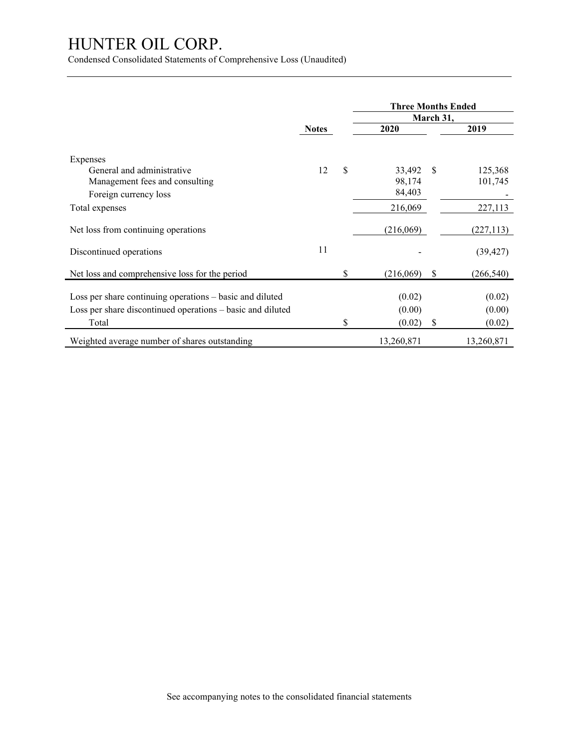# HUNTER OIL CORP.

Condensed Consolidated Statements of Comprehensive Loss (Unaudited)

| | Notes | | Three Months Ended March 31, 2020 | | 2019 |
|---|---|---|---|---|---|
| Expenses | | | | | |
| General and administrative | 12 | $ | 33,492 | $ | 125,368 |
| Management fees and consulting | | | 98,174 | | 101,745 |
| Foreign currency loss | | | 84,403 | | - |
| Total expenses | | | 216,069 | | 227,113 |
| Net loss from continuing operations | | | (216,069) | | (227,113) |
| Discontinued operations | 11 | | - | | (39,427) |
| Net loss and comprehensive loss for the period | | $ | (216,069) | $ | (266,540) |
| Loss per share continuing operations – basic and diluted | | | (0.02) | | (0.02) |
| Loss per share discontinued operations – basic and diluted | | | (0.00) | | (0.00) |
| Total | | $ | (0.02) | $ | (0.02) |
| Weighted average number of shares outstanding | | | 13,260,871 | | 13,260,871 |

See accompanying notes to the consolidated financial statements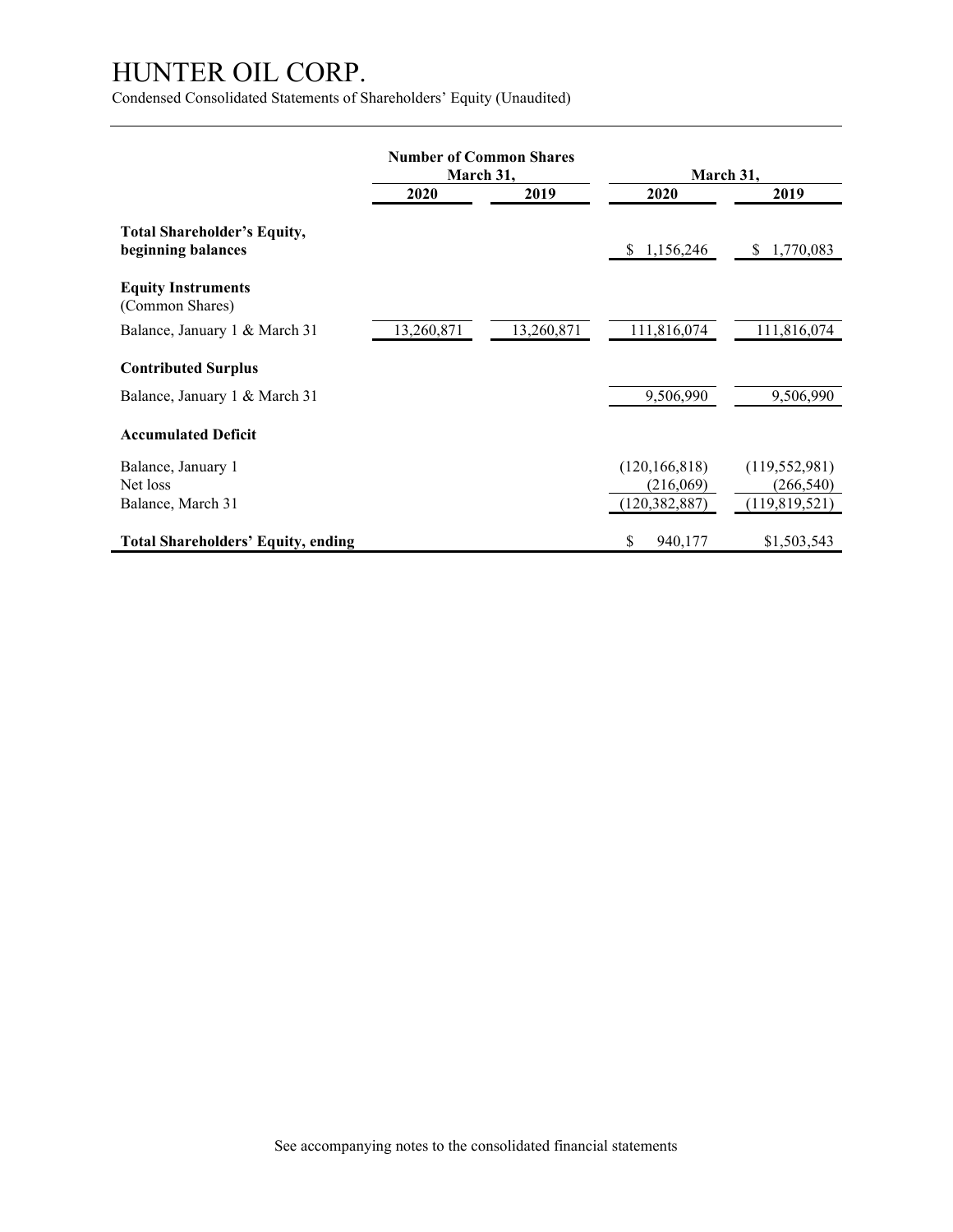# HUNTER OIL CORP.

Condensed Consolidated Statements of Shareholders' Equity (Unaudited)

| | Number of Common Shares March 31, | | March 31, | |
|---|---|---|---|---|
| | 2020 | 2019 | 2020 | 2019 |
| **Total Shareholder's Equity, beginning balances** | | | $ 1,156,246 | $ 1,770,083 |
| **Equity Instruments** (Common Shares) | | | | |
| Balance, January 1 & March 31 | 13,260,871 | 13,260,871 | 111,816,074 | 111,816,074 |
| **Contributed Surplus** | | | | |
| Balance, January 1 & March 31 | | | 9,506,990 | 9,506,990 |
| **Accumulated Deficit** | | | | |
| Balance, January 1 | | | (120,166,818) | (119,552,981) |
| Net loss | | | (216,069) | (266,540) |
| Balance, March 31 | | | (120,382,887) | (119,819,521) |
| **Total Shareholders' Equity, ending** | | | $ 940,177 | $1,503,543 |

See accompanying notes to the consolidated financial statements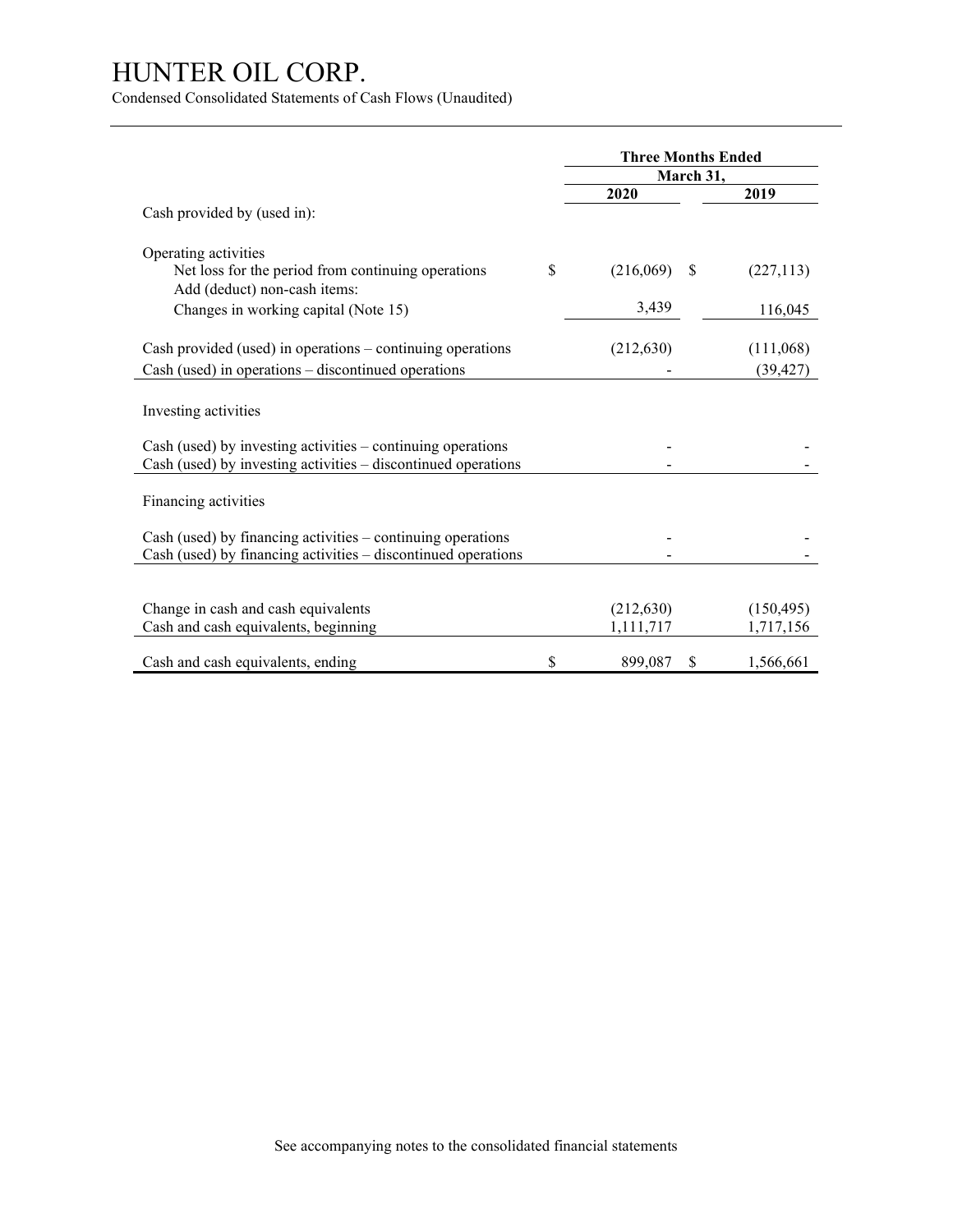# HUNTER OIL CORP.

Condensed Consolidated Statements of Cash Flows (Unaudited)

| | Three Months Ended March 31, | |
|---|---|---|
| | **2020** | **2019** |
| Cash provided by (used in): | | |
| Operating activities | | |
| Net loss for the period from continuing operations | $ (216,069) | $ (227,113) |
| Add (deduct) non-cash items: | | |
| Changes in working capital (Note 15) | 3,439 | 116,045 |
| Cash provided (used) in operations – continuing operations | (212,630) | (111,068) |
| Cash (used) in operations – discontinued operations | - | (39,427) |
| Investing activities | | |
| Cash (used) by investing activities – continuing operations | - | - |
| Cash (used) by investing activities – discontinued operations | - | - |
| Financing activities | | |
| Cash (used) by financing activities – continuing operations | - | - |
| Cash (used) by financing activities – discontinued operations | - | - |
| Change in cash and cash equivalents | (212,630) | (150,495) |
| Cash and cash equivalents, beginning | 1,111,717 | 1,717,156 |
| Cash and cash equivalents, ending | $ 899,087 | $ 1,566,661 |

See accompanying notes to the consolidated financial statements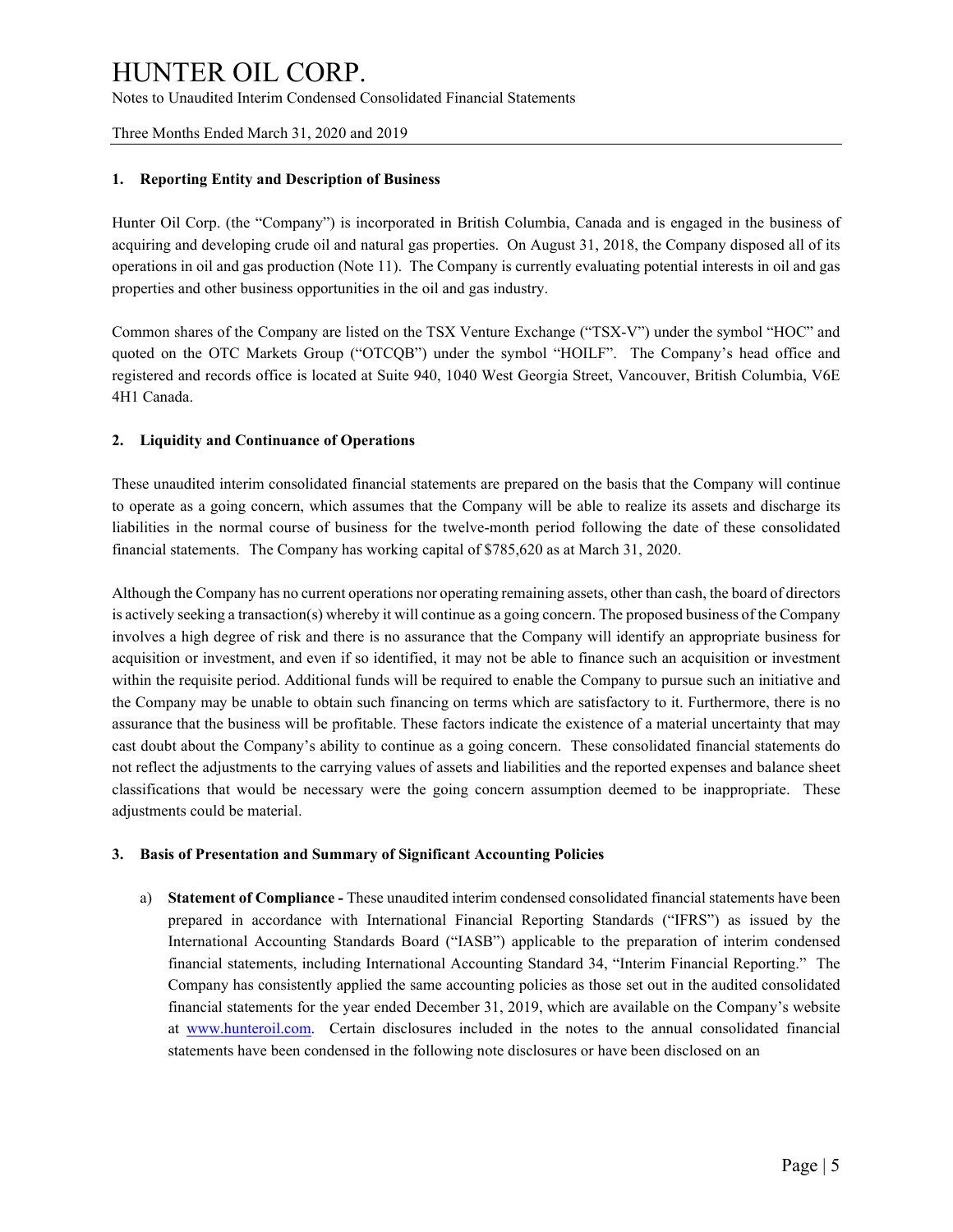# HUNTER OIL CORP.

Notes to Unaudited Interim Condensed Consolidated Financial Statements

Three Months Ended March 31, 2020 and 2019

**1. Reporting Entity and Description of Business**

Hunter Oil Corp. (the "Company") is incorporated in British Columbia, Canada and is engaged in the business of acquiring and developing crude oil and natural gas properties. On August 31, 2018, the Company disposed all of its operations in oil and gas production (Note 11). The Company is currently evaluating potential interests in oil and gas properties and other business opportunities in the oil and gas industry.

Common shares of the Company are listed on the TSX Venture Exchange ("TSX-V") under the symbol "HOC" and quoted on the OTC Markets Group ("OTCQB") under the symbol "HOILF". The Company's head office and registered and records office is located at Suite 940, 1040 West Georgia Street, Vancouver, British Columbia, V6E 4H1 Canada.

**2. Liquidity and Continuance of Operations**

These unaudited interim consolidated financial statements are prepared on the basis that the Company will continue to operate as a going concern, which assumes that the Company will be able to realize its assets and discharge its liabilities in the normal course of business for the twelve-month period following the date of these consolidated financial statements. The Company has working capital of $785,620 as at March 31, 2020.

Although the Company has no current operations nor operating remaining assets, other than cash, the board of directors is actively seeking a transaction(s) whereby it will continue as a going concern. The proposed business of the Company involves a high degree of risk and there is no assurance that the Company will identify an appropriate business for acquisition or investment, and even if so identified, it may not be able to finance such an acquisition or investment within the requisite period. Additional funds will be required to enable the Company to pursue such an initiative and the Company may be unable to obtain such financing on terms which are satisfactory to it. Furthermore, there is no assurance that the business will be profitable. These factors indicate the existence of a material uncertainty that may cast doubt about the Company's ability to continue as a going concern. These consolidated financial statements do not reflect the adjustments to the carrying values of assets and liabilities and the reported expenses and balance sheet classifications that would be necessary were the going concern assumption deemed to be inappropriate. These adjustments could be material.

**3. Basis of Presentation and Summary of Significant Accounting Policies**

a) **Statement of Compliance -** These unaudited interim condensed consolidated financial statements have been prepared in accordance with International Financial Reporting Standards ("IFRS") as issued by the International Accounting Standards Board ("IASB") applicable to the preparation of interim condensed financial statements, including International Accounting Standard 34, "Interim Financial Reporting." The Company has consistently applied the same accounting policies as those set out in the audited consolidated financial statements for the year ended December 31, 2019, which are available on the Company's website at www.hunteroil.com. Certain disclosures included in the notes to the annual consolidated financial statements have been condensed in the following note disclosures or have been disclosed on an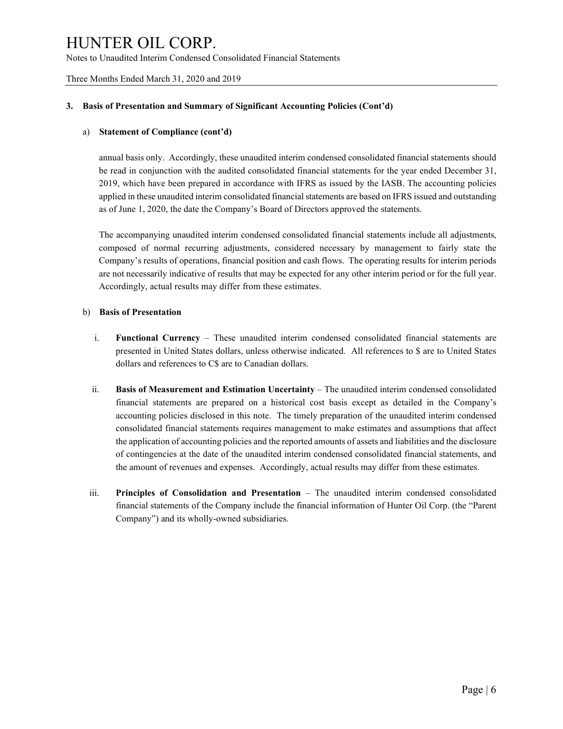### 3. Basis of Presentation and Summary of Significant Accounting Policies (Cont'd)

a) **Statement of Compliance (cont'd)**

annual basis only. Accordingly, these unaudited interim condensed consolidated financial statements should be read in conjunction with the audited consolidated financial statements for the year ended December 31, 2019, which have been prepared in accordance with IFRS as issued by the IASB. The accounting policies applied in these unaudited interim consolidated financial statements are based on IFRS issued and outstanding as of June 1, 2020, the date the Company's Board of Directors approved the statements.

The accompanying unaudited interim condensed consolidated financial statements include all adjustments, composed of normal recurring adjustments, considered necessary by management to fairly state the Company's results of operations, financial position and cash flows. The operating results for interim periods are not necessarily indicative of results that may be expected for any other interim period or for the full year. Accordingly, actual results may differ from these estimates.

b) **Basis of Presentation**

i. **Functional Currency** – These unaudited interim condensed consolidated financial statements are presented in United States dollars, unless otherwise indicated. All references to $ are to United States dollars and references to C$ are to Canadian dollars.

ii. **Basis of Measurement and Estimation Uncertainty** – The unaudited interim condensed consolidated financial statements are prepared on a historical cost basis except as detailed in the Company's accounting policies disclosed in this note. The timely preparation of the unaudited interim condensed consolidated financial statements requires management to make estimates and assumptions that affect the application of accounting policies and the reported amounts of assets and liabilities and the disclosure of contingencies at the date of the unaudited interim condensed consolidated financial statements, and the amount of revenues and expenses. Accordingly, actual results may differ from these estimates.

iii. **Principles of Consolidation and Presentation** – The unaudited interim condensed consolidated financial statements of the Company include the financial information of Hunter Oil Corp. (the "Parent Company") and its wholly-owned subsidiaries.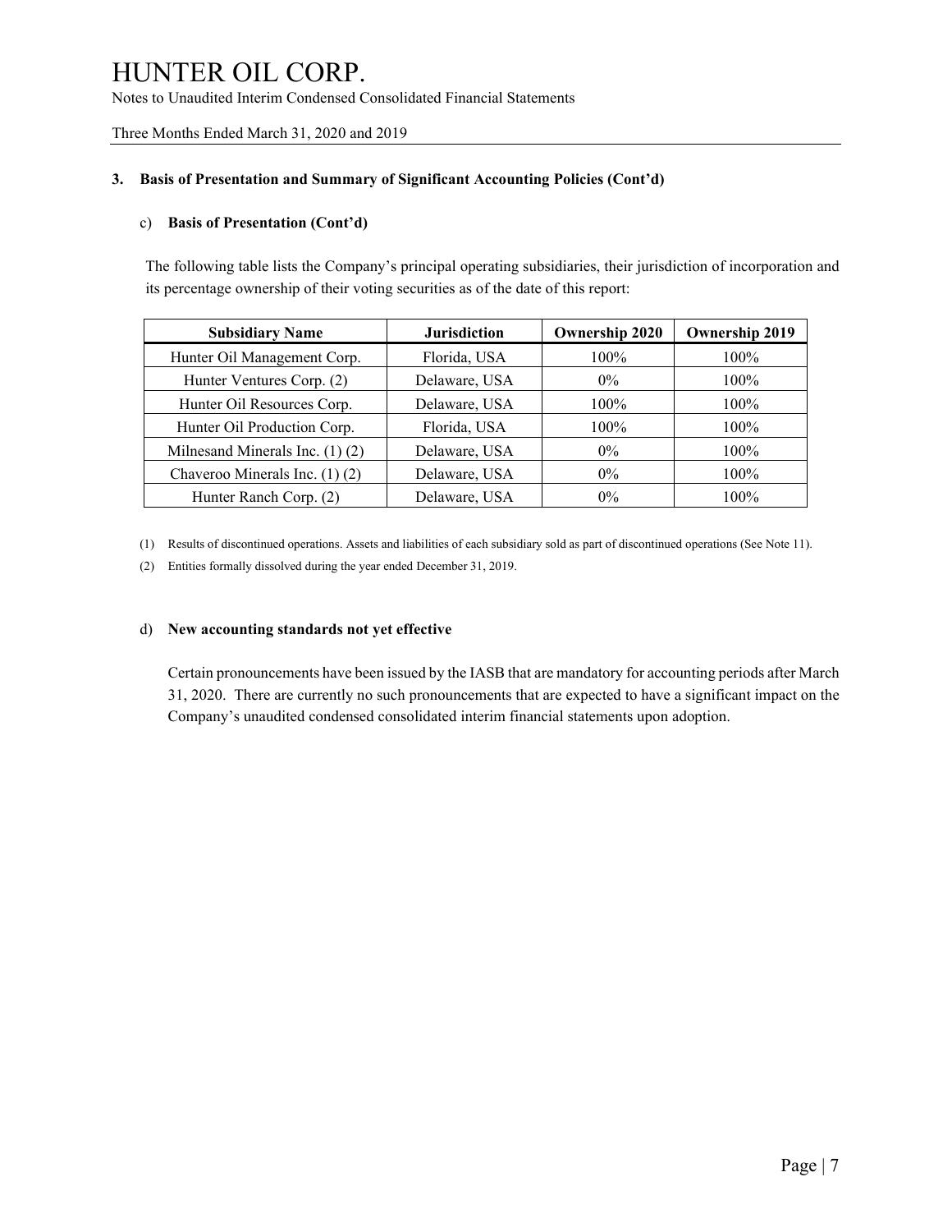### 3. Basis of Presentation and Summary of Significant Accounting Policies (Cont'd)

#### c) Basis of Presentation (Cont'd)

The following table lists the Company's principal operating subsidiaries, their jurisdiction of incorporation and its percentage ownership of their voting securities as of the date of this report:

| Subsidiary Name | Jurisdiction | Ownership 2020 | Ownership 2019 |
|---|---|---|---|
| Hunter Oil Management Corp. | Florida, USA | 100% | 100% |
| Hunter Ventures Corp. (2) | Delaware, USA | 0% | 100% |
| Hunter Oil Resources Corp. | Delaware, USA | 100% | 100% |
| Hunter Oil Production Corp. | Florida, USA | 100% | 100% |
| Milnesand Minerals Inc. (1) (2) | Delaware, USA | 0% | 100% |
| Chaveroo Minerals Inc. (1) (2) | Delaware, USA | 0% | 100% |
| Hunter Ranch Corp. (2) | Delaware, USA | 0% | 100% |

(1) Results of discontinued operations. Assets and liabilities of each subsidiary sold as part of discontinued operations (See Note 11).

(2) Entities formally dissolved during the year ended December 31, 2019.

#### d) New accounting standards not yet effective

Certain pronouncements have been issued by the IASB that are mandatory for accounting periods after March 31, 2020. There are currently no such pronouncements that are expected to have a significant impact on the Company's unaudited condensed consolidated interim financial statements upon adoption.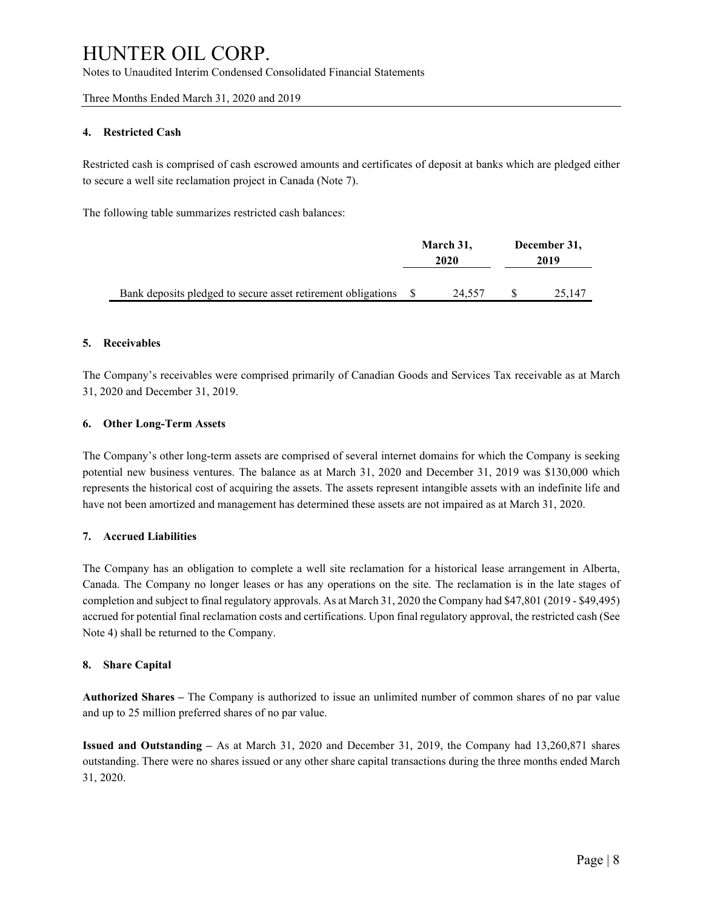#### 4. Restricted Cash

Restricted cash is comprised of cash escrowed amounts and certificates of deposit at banks which are pledged either to secure a well site reclamation project in Canada (Note 7).

The following table summarizes restricted cash balances:

| | March 31, 2020 | December 31, 2019 |
|---|---|---|
| Bank deposits pledged to secure asset retirement obligations | $ 24,557 | $ 25,147 |

#### 5. Receivables

The Company's receivables were comprised primarily of Canadian Goods and Services Tax receivable as at March 31, 2020 and December 31, 2019.

#### 6. Other Long-Term Assets

The Company's other long-term assets are comprised of several internet domains for which the Company is seeking potential new business ventures. The balance as at March 31, 2020 and December 31, 2019 was $130,000 which represents the historical cost of acquiring the assets. The assets represent intangible assets with an indefinite life and have not been amortized and management has determined these assets are not impaired as at March 31, 2020.

#### 7. Accrued Liabilities

The Company has an obligation to complete a well site reclamation for a historical lease arrangement in Alberta, Canada. The Company no longer leases or has any operations on the site. The reclamation is in the late stages of completion and subject to final regulatory approvals. As at March 31, 2020 the Company had $47,801 (2019 - $49,495) accrued for potential final reclamation costs and certifications. Upon final regulatory approval, the restricted cash (See Note 4) shall be returned to the Company.

#### 8. Share Capital

**Authorized Shares –** The Company is authorized to issue an unlimited number of common shares of no par value and up to 25 million preferred shares of no par value.

**Issued and Outstanding –** As at March 31, 2020 and December 31, 2019, the Company had 13,260,871 shares outstanding. There were no shares issued or any other share capital transactions during the three months ended March 31, 2020.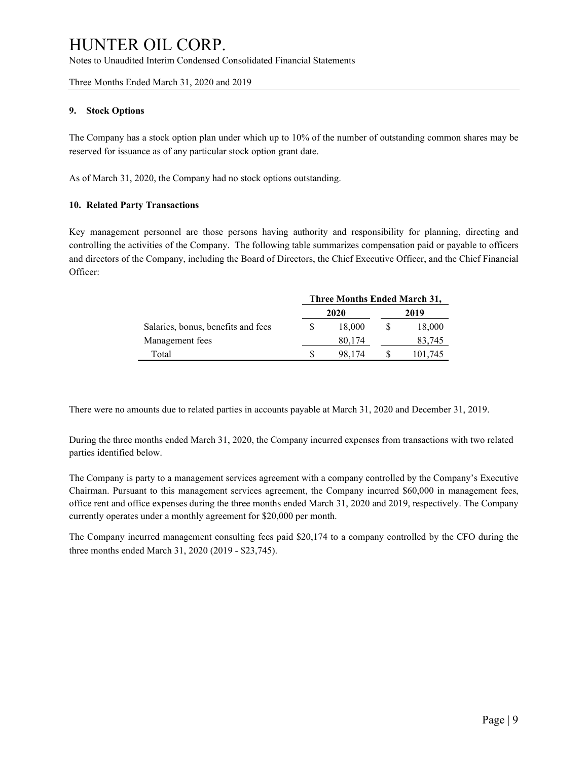# HUNTER OIL CORP.

Notes to Unaudited Interim Condensed Consolidated Financial Statements

Three Months Ended March 31, 2020 and 2019

## 9. Stock Options

The Company has a stock option plan under which up to 10% of the number of outstanding common shares may be reserved for issuance as of any particular stock option grant date.

As of March 31, 2020, the Company had no stock options outstanding.

## 10. Related Party Transactions

Key management personnel are those persons having authority and responsibility for planning, directing and controlling the activities of the Company. The following table summarizes compensation paid or payable to officers and directors of the Company, including the Board of Directors, the Chief Executive Officer, and the Chief Financial Officer:

| | Three Months Ended March 31, | |
|---|---|---|
| | 2020 | 2019 |
| Salaries, bonus, benefits and fees | $ 18,000 | $ 18,000 |
| Management fees | 80,174 | 83,745 |
| Total | $ 98,174 | $ 101,745 |

There were no amounts due to related parties in accounts payable at March 31, 2020 and December 31, 2019.

During the three months ended March 31, 2020, the Company incurred expenses from transactions with two related parties identified below.

The Company is party to a management services agreement with a company controlled by the Company's Executive Chairman. Pursuant to this management services agreement, the Company incurred $60,000 in management fees, office rent and office expenses during the three months ended March 31, 2020 and 2019, respectively. The Company currently operates under a monthly agreement for $20,000 per month.

The Company incurred management consulting fees paid $20,174 to a company controlled by the CFO during the three months ended March 31, 2020 (2019 - $23,745).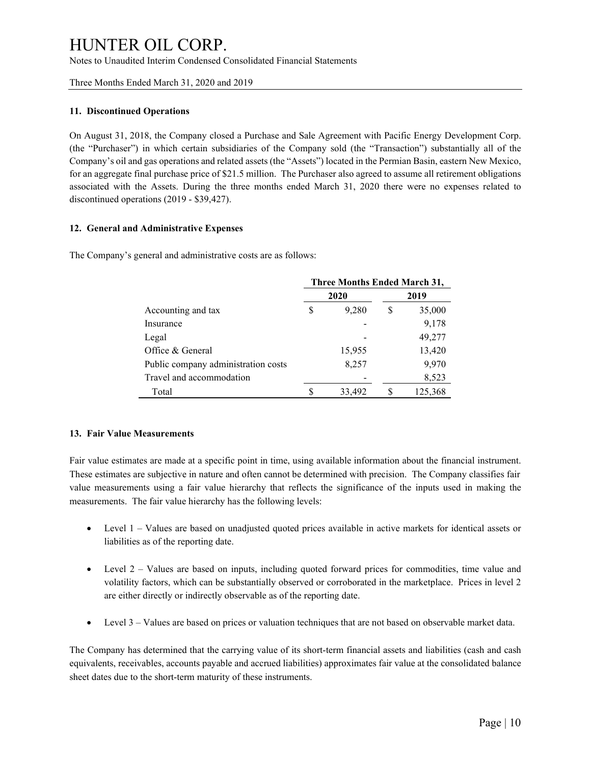### 11. Discontinued Operations

On August 31, 2018, the Company closed a Purchase and Sale Agreement with Pacific Energy Development Corp. (the "Purchaser") in which certain subsidiaries of the Company sold (the "Transaction") substantially all of the Company's oil and gas operations and related assets (the "Assets") located in the Permian Basin, eastern New Mexico, for an aggregate final purchase price of $21.5 million. The Purchaser also agreed to assume all retirement obligations associated with the Assets. During the three months ended March 31, 2020 there were no expenses related to discontinued operations (2019 - $39,427).

### 12. General and Administrative Expenses

The Company's general and administrative costs are as follows:

| | Three Months Ended March 31, | |
|---|---|---|
| | 2020 | 2019 |
| Accounting and tax | $ 9,280 | $ 35,000 |
| Insurance | - | 9,178 |
| Legal | - | 49,277 |
| Office & General | 15,955 | 13,420 |
| Public company administration costs | 8,257 | 9,970 |
| Travel and accommodation | - | 8,523 |
| Total | $ 33,492 | $ 125,368 |

### 13. Fair Value Measurements

Fair value estimates are made at a specific point in time, using available information about the financial instrument. These estimates are subjective in nature and often cannot be determined with precision. The Company classifies fair value measurements using a fair value hierarchy that reflects the significance of the inputs used in making the measurements. The fair value hierarchy has the following levels:

- Level 1 – Values are based on unadjusted quoted prices available in active markets for identical assets or liabilities as of the reporting date.
- Level 2 – Values are based on inputs, including quoted forward prices for commodities, time value and volatility factors, which can be substantially observed or corroborated in the marketplace. Prices in level 2 are either directly or indirectly observable as of the reporting date.
- Level 3 – Values are based on prices or valuation techniques that are not based on observable market data.

The Company has determined that the carrying value of its short-term financial assets and liabilities (cash and cash equivalents, receivables, accounts payable and accrued liabilities) approximates fair value at the consolidated balance sheet dates due to the short-term maturity of these instruments.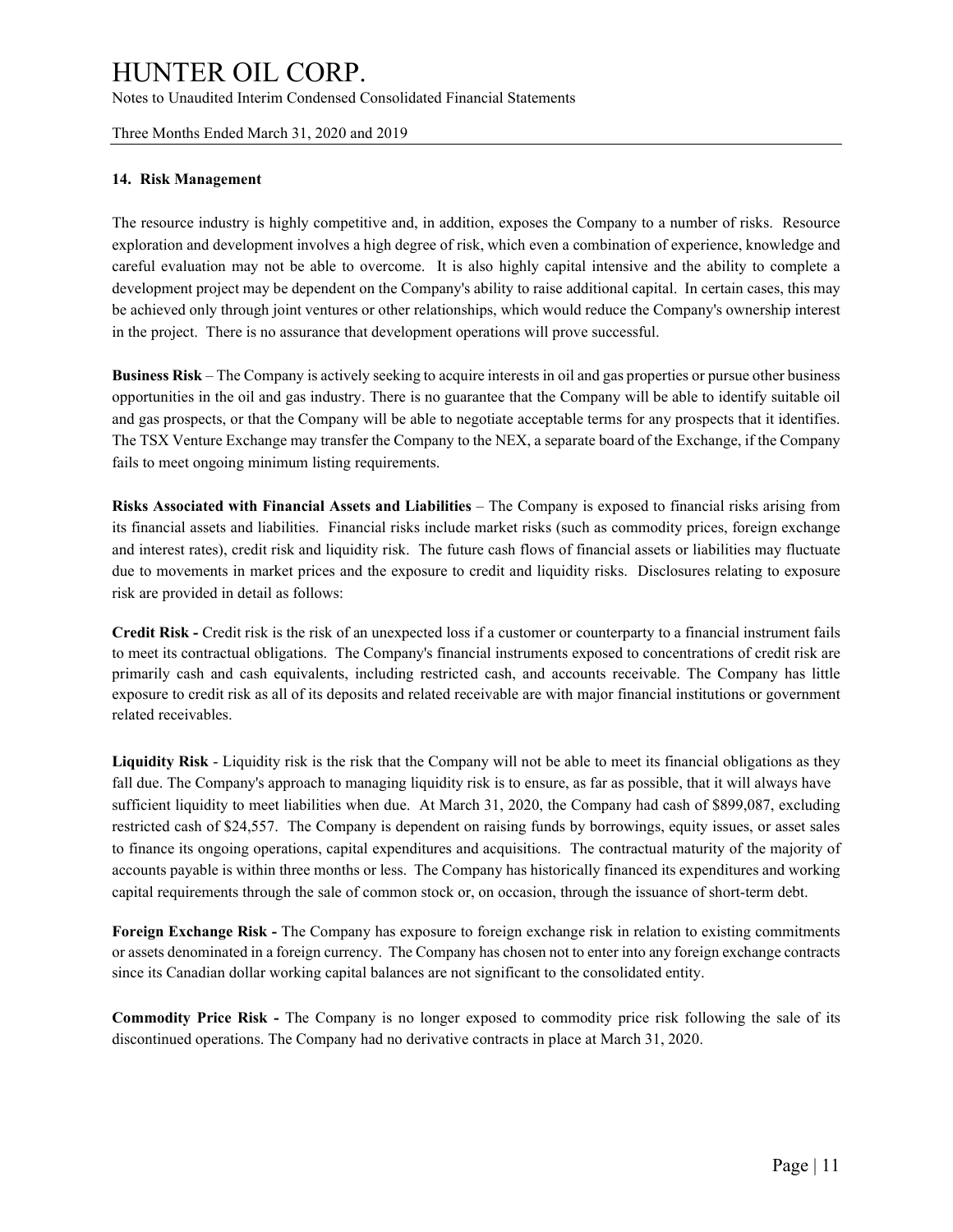## 14. Risk Management

The resource industry is highly competitive and, in addition, exposes the Company to a number of risks. Resource exploration and development involves a high degree of risk, which even a combination of experience, knowledge and careful evaluation may not be able to overcome. It is also highly capital intensive and the ability to complete a development project may be dependent on the Company's ability to raise additional capital. In certain cases, this may be achieved only through joint ventures or other relationships, which would reduce the Company's ownership interest in the project. There is no assurance that development operations will prove successful.

**Business Risk** – The Company is actively seeking to acquire interests in oil and gas properties or pursue other business opportunities in the oil and gas industry. There is no guarantee that the Company will be able to identify suitable oil and gas prospects, or that the Company will be able to negotiate acceptable terms for any prospects that it identifies. The TSX Venture Exchange may transfer the Company to the NEX, a separate board of the Exchange, if the Company fails to meet ongoing minimum listing requirements.

**Risks Associated with Financial Assets and Liabilities** – The Company is exposed to financial risks arising from its financial assets and liabilities. Financial risks include market risks (such as commodity prices, foreign exchange and interest rates), credit risk and liquidity risk. The future cash flows of financial assets or liabilities may fluctuate due to movements in market prices and the exposure to credit and liquidity risks. Disclosures relating to exposure risk are provided in detail as follows:

**Credit Risk -** Credit risk is the risk of an unexpected loss if a customer or counterparty to a financial instrument fails to meet its contractual obligations. The Company's financial instruments exposed to concentrations of credit risk are primarily cash and cash equivalents, including restricted cash, and accounts receivable. The Company has little exposure to credit risk as all of its deposits and related receivable are with major financial institutions or government related receivables.

**Liquidity Risk** - Liquidity risk is the risk that the Company will not be able to meet its financial obligations as they fall due. The Company's approach to managing liquidity risk is to ensure, as far as possible, that it will always have sufficient liquidity to meet liabilities when due. At March 31, 2020, the Company had cash of $899,087, excluding restricted cash of $24,557. The Company is dependent on raising funds by borrowings, equity issues, or asset sales to finance its ongoing operations, capital expenditures and acquisitions. The contractual maturity of the majority of accounts payable is within three months or less. The Company has historically financed its expenditures and working capital requirements through the sale of common stock or, on occasion, through the issuance of short-term debt.

**Foreign Exchange Risk -** The Company has exposure to foreign exchange risk in relation to existing commitments or assets denominated in a foreign currency. The Company has chosen not to enter into any foreign exchange contracts since its Canadian dollar working capital balances are not significant to the consolidated entity.

**Commodity Price Risk -** The Company is no longer exposed to commodity price risk following the sale of its discontinued operations. The Company had no derivative contracts in place at March 31, 2020.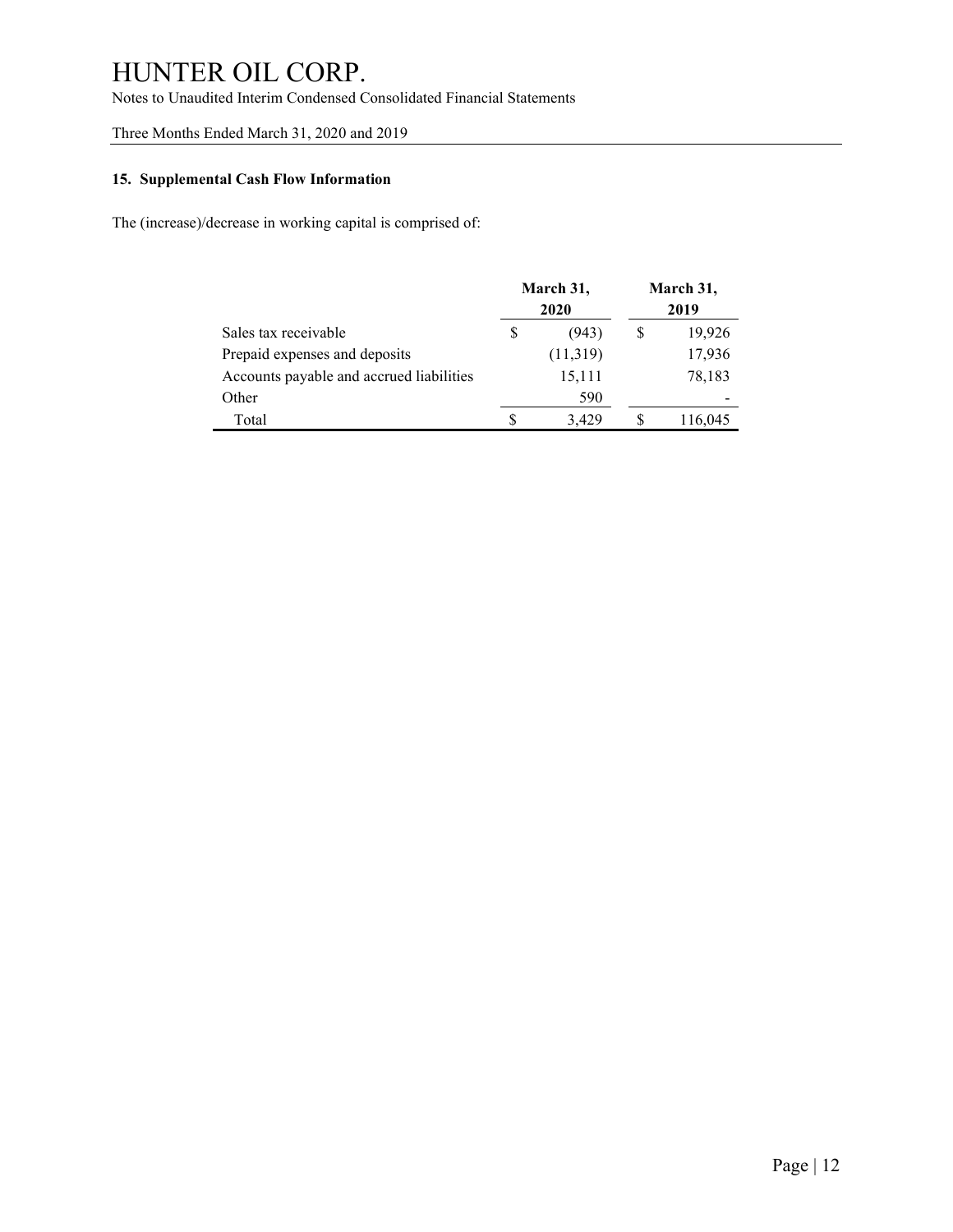## 15. Supplemental Cash Flow Information

The (increase)/decrease in working capital is comprised of:

| | March 31, 2020 | March 31, 2019 |
|---|---|---|
| Sales tax receivable | $ (943) | $ 19,926 |
| Prepaid expenses and deposits | (11,319) | 17,936 |
| Accounts payable and accrued liabilities | 15,111 | 78,183 |
| Other | 590 | - |
| Total | $ 3,429 | $ 116,045 |